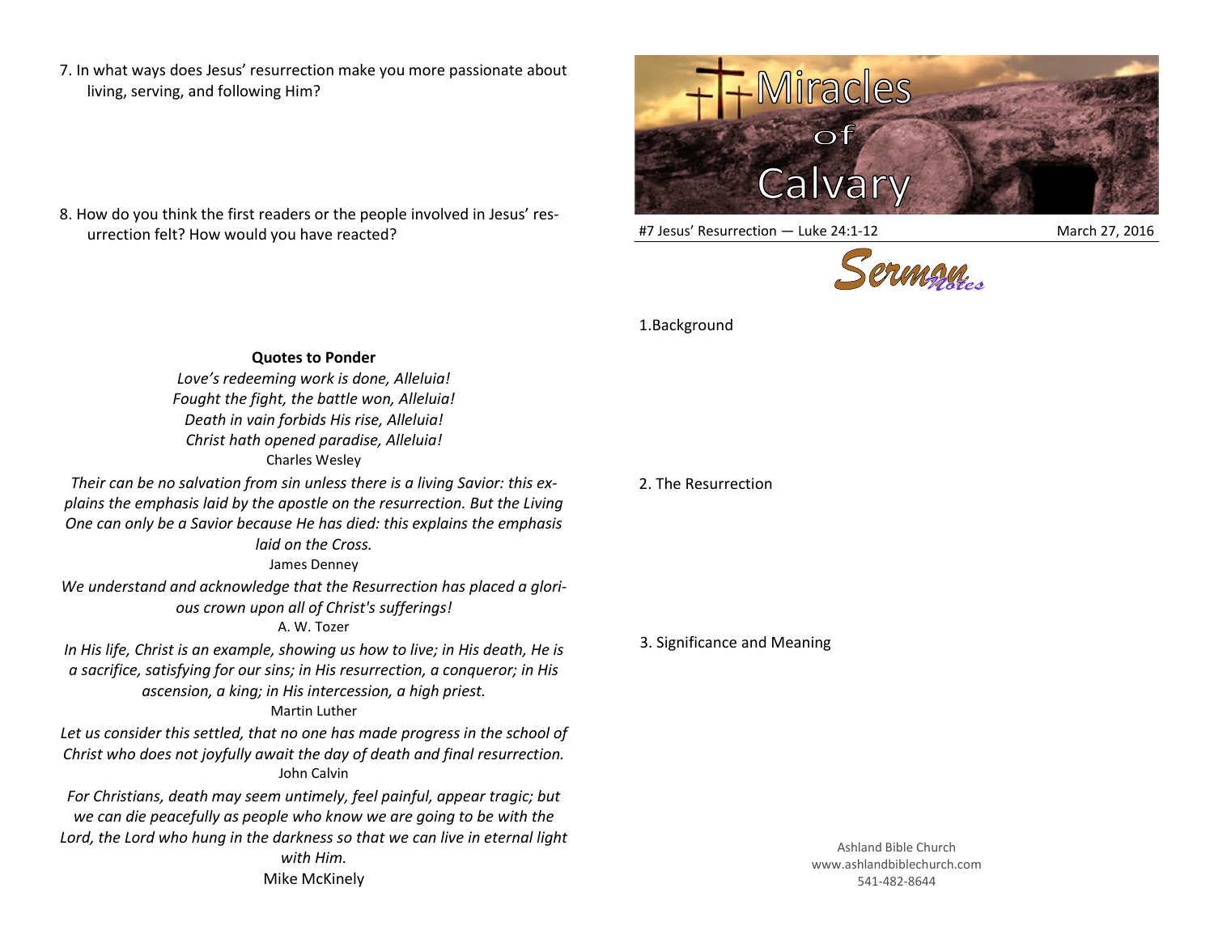7. In what ways does Jesus' resurrection make you more passionate about living, serving, and following Him?

8. How do you think the first readers or the people involved in Jesus' resurrection felt? How would you have reacted?

**Quotes to Ponder**

*Love's redeeming work is done, Alleluia!*
*Fought the fight, the battle won, Alleluia!*
*Death in vain forbids His rise, Alleluia!*
*Christ hath opened paradise, Alleluia!*
Charles Wesley

*Their can be no salvation from sin unless there is a living Savior: this explains the emphasis laid by the apostle on the resurrection. But the Living One can only be a Savior because He has died: this explains the emphasis laid on the Cross.*
James Denney

*We understand and acknowledge that the Resurrection has placed a glorious crown upon all of Christ's sufferings!*
A. W. Tozer

*In His life, Christ is an example, showing us how to live; in His death, He is a sacrifice, satisfying for our sins; in His resurrection, a conqueror; in His ascension, a king; in His intercession, a high priest.*
Martin Luther

*Let us consider this settled, that no one has made progress in the school of Christ who does not joyfully await the day of death and final resurrection.*
John Calvin

*For Christians, death may seem untimely, feel painful, appear tragic; but we can die peacefully as people who know we are going to be with the Lord, the Lord who hung in the darkness so that we can live in eternal light with Him.*
Mike McKinely

# Miracles of Calvary

#7 Jesus' Resurrection — Luke 24:1-12 March 27, 2016

## Sermon Notes

1.Background

2. The Resurrection

3. Significance and Meaning

Ashland Bible Church
www.ashlandbiblechurch.com
541-482-8644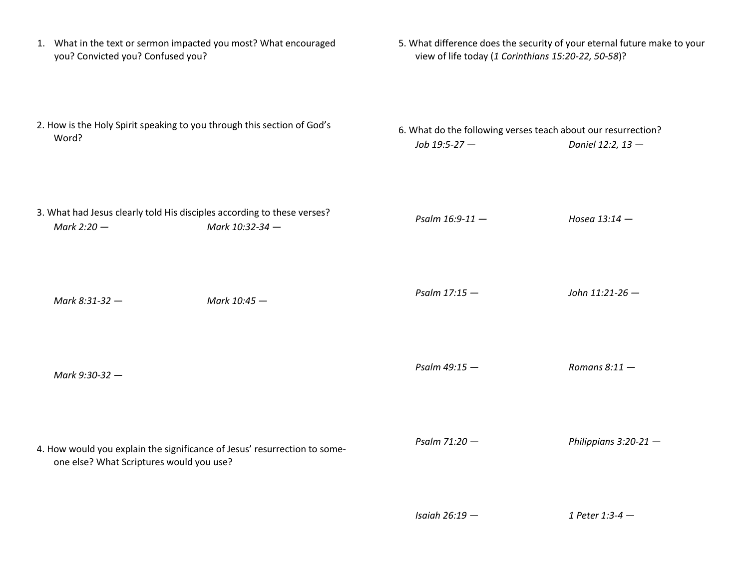1. What in the text or sermon impacted you most? What encouraged you? Convicted you? Confused you?

2. How is the Holy Spirit speaking to you through this section of God's Word?

3. What had Jesus clearly told His disciples according to these verses?

   *Mark 2:20 —*

   *Mark 8:31-32 —*

   *Mark 9:30-32 —*

   *Mark 10:32-34 —*

   *Mark 10:45 —*

4. How would you explain the significance of Jesus' resurrection to some-one else? What Scriptures would you use?

5. What difference does the security of your eternal future make to your view of life today (*1 Corinthians 15:20-22, 50-58*)?

6. What do the following verses teach about our resurrection?

   *Job 19:5-27 —*

   *Psalm 16:9-11 —*

   *Psalm 17:15 —*

   *Psalm 49:15 —*

   *Psalm 71:20 —*

   *Isaiah 26:19 —*

   *Daniel 12:2, 13 —*

   *Hosea 13:14 —*

   *John 11:21-26 —*

   *Romans 8:11 —*

   *Philippians 3:20-21 —*

   *1 Peter 1:3-4 —*